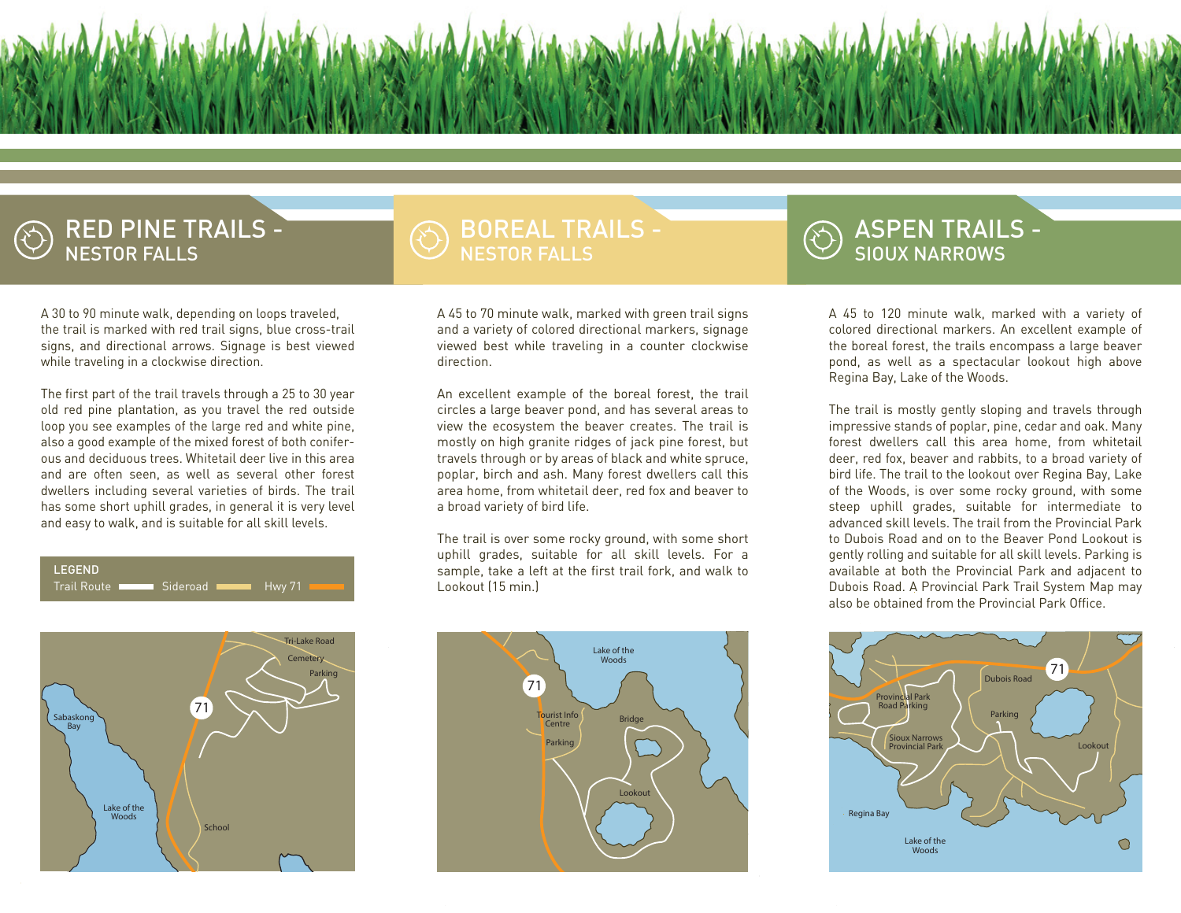## RED PINE TRAILS - NESTOR FALLS

A 30 to 90 minute walk, depending on loops traveled, the trail is marked with red trail signs, blue cross-trail signs, and directional arrows. Signage is best viewed while traveling in a clockwise direction.

The first part of the trail travels through a 25 to 30 year old red pine plantation, as you travel the red outside loop you see examples of the large red and white pine, also a good example of the mixed forest of both coniferous and deciduous trees. Whitetail deer live in this area and are often seen, as well as several other forest dwellers including several varieties of birds. The trail has some short uphill grades, in general it is very level and easy to walk, and is suitable for all skill levels.

LEGEND
Trail Route — Sideroad — Hwy 71

Tri-Lake Road, Cemetery, Parking, 71, Sabaskong Bay, Lake of the Woods, School

## BOREAL TRAILS - NESTOR FALLS

A 45 to 70 minute walk, marked with green trail signs and a variety of colored directional markers, signage viewed best while traveling in a counter clockwise direction.

An excellent example of the boreal forest, the trail circles a large beaver pond, and has several areas to view the ecosystem the beaver creates. The trail is mostly on high granite ridges of jack pine forest, but travels through or by areas of black and white spruce, poplar, birch and ash. Many forest dwellers call this area home, from whitetail deer, red fox and beaver to a broad variety of bird life.

The trail is over some rocky ground, with some short uphill grades, suitable for all skill levels. For a sample, take a left at the first trail fork, and walk to Lookout (15 min.)

Lake of the Woods, 71, Tourist Info Centre, Parking, Bridge, Lookout

## ASPEN TRAILS - SIOUX NARROWS

A 45 to 120 minute walk, marked with a variety of colored directional markers. An excellent example of the boreal forest, the trails encompass a large beaver pond, as well as a spectacular lookout high above Regina Bay, Lake of the Woods.

The trail is mostly gently sloping and travels through impressive stands of poplar, pine, cedar and oak. Many forest dwellers call this area home, from whitetail deer, red fox, beaver and rabbits, to a broad variety of bird life. The trail to the lookout over Regina Bay, Lake of the Woods, is over some rocky ground, with some steep uphill grades, suitable for intermediate to advanced skill levels. The trail from the Provincial Park to Dubois Road and on to the Beaver Pond Lookout is gently rolling and suitable for all skill levels. Parking is available at both the Provincial Park and adjacent to Dubois Road. A Provincial Park Trail System Map may also be obtained from the Provincial Park Office.

71, Dubois Road, Provincial Park Road Parking, Parking, Sioux Narrows Provincial Park, Lookout, Regina Bay, Lake of the Woods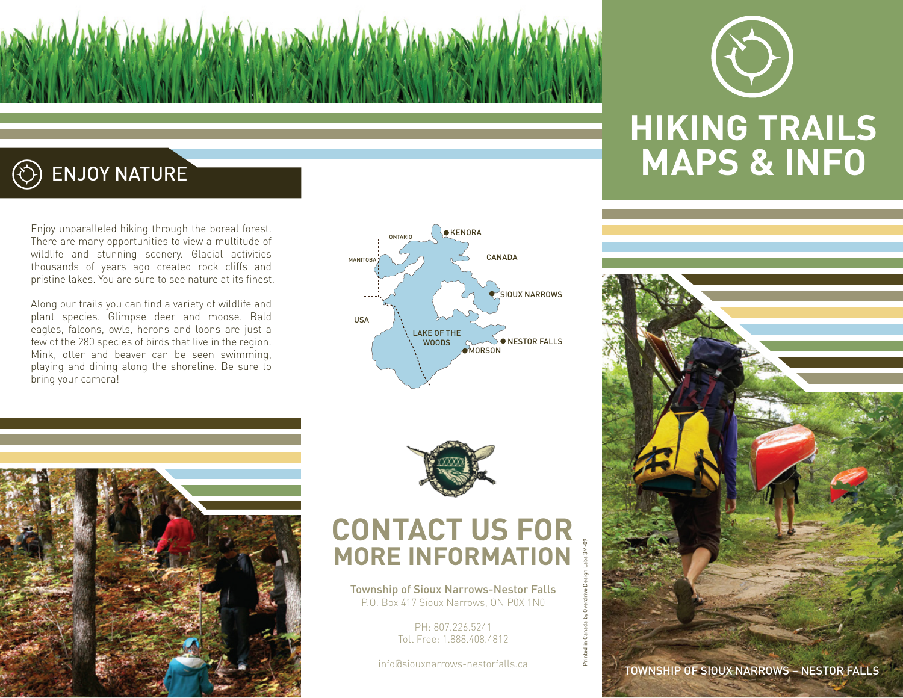## ENJOY NATURE

Enjoy unparalleled hiking through the boreal forest. There are many opportunities to view a multitude of wildlife and stunning scenery. Glacial activities thousands of years ago created rock cliffs and pristine lakes. You are sure to see nature at its finest.

Along our trails you can find a variety of wildlife and plant species. Glimpse deer and moose. Bald eagles, falcons, owls, herons and loons are just a few of the 280 species of birds that live in the region. Mink, otter and beaver can be seen swimming, playing and dining along the shoreline. Be sure to bring your camera!

ONTARIO
KENORA
MANITOBA
CANADA
SIOUX NARROWS
USA
LAKE OF THE WOODS
NESTOR FALLS
MORSON

## CONTACT US FOR MORE INFORMATION

Township of Sioux Narrows-Nestor Falls
P.O. Box 417 Sioux Narrows, ON P0X 1N0

PH: 807.226.5241
Toll Free: 1.888.408.4812

info@siouxnarrows-nestorfalls.ca

Printed in Canada by Overdrive Design Labs 3M-09

# HIKING TRAILS MAPS & INFO

TOWNSHIP OF SIOUX NARROWS – NESTOR FALLS